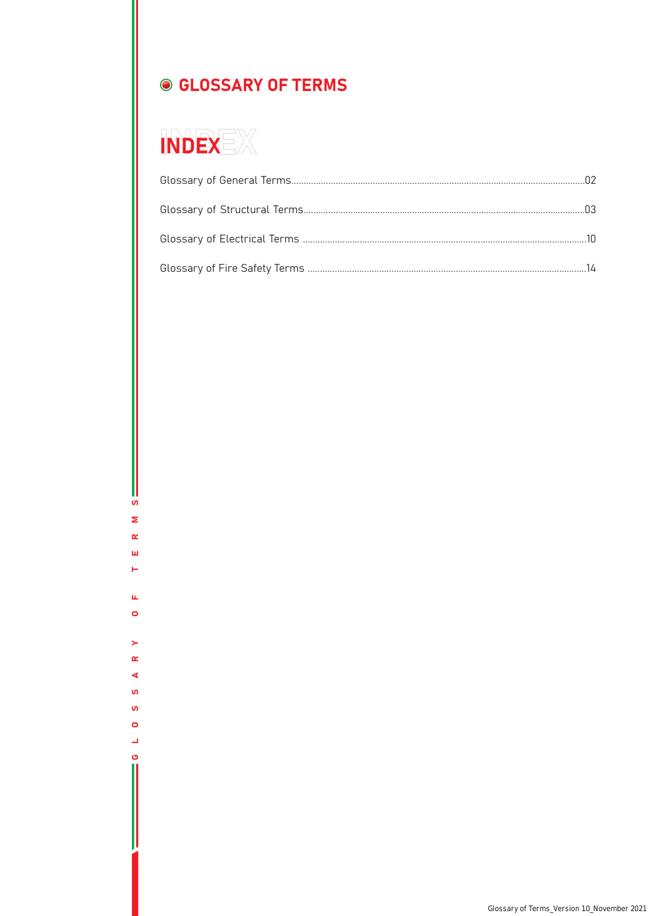# GLOSSARY OF TERMS

## INDEX

| | |
|---|---|
| Glossary of General Terms | 02 |
| Glossary of Structural Terms | 03 |
| Glossary of Electrical Terms | 10 |
| Glossary of Fire Safety Terms | 14 |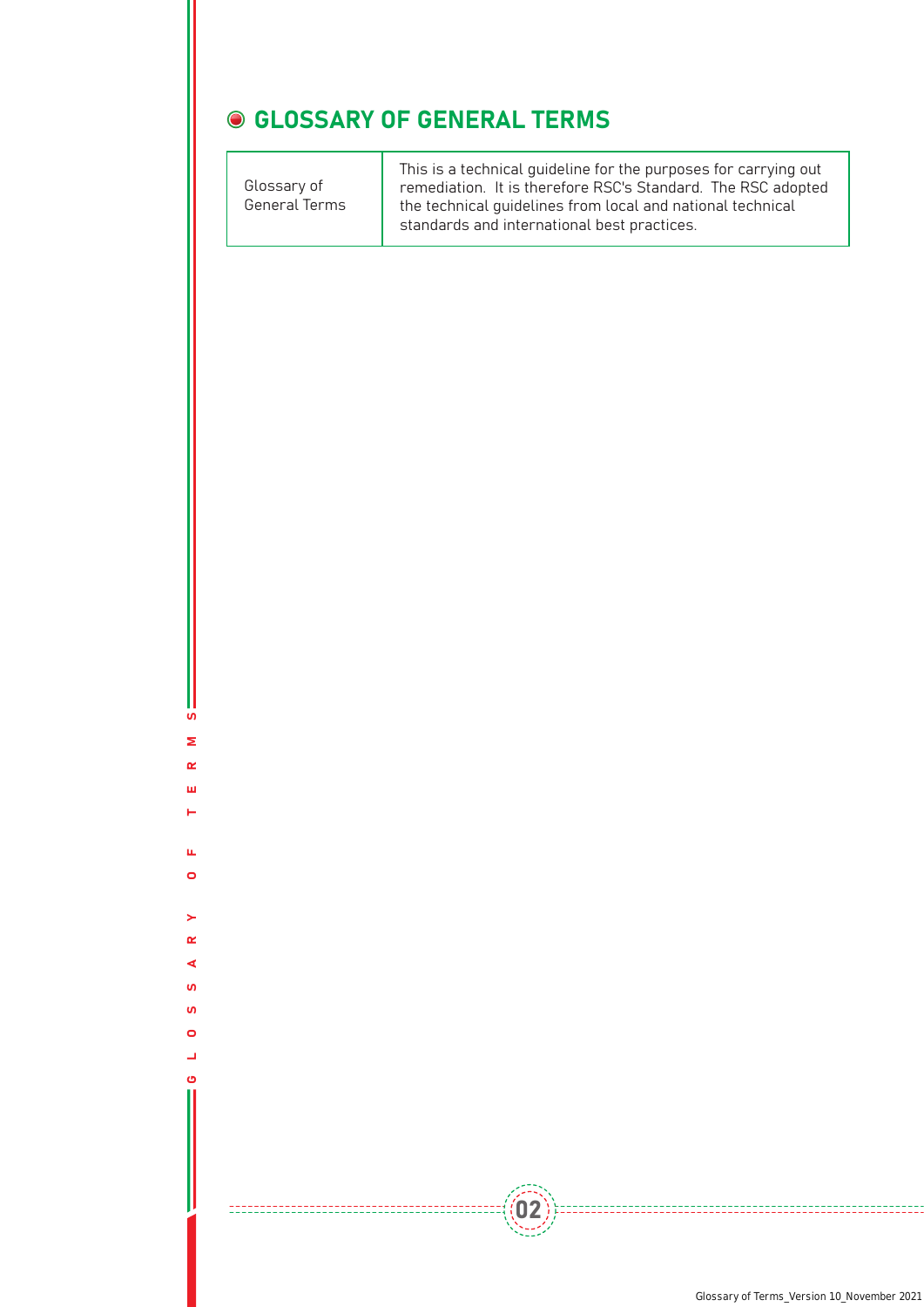## GLOSSARY OF GENERAL TERMS

| Glossary of General Terms | This is a technical guideline for the purposes for carrying out remediation. It is therefore RSC's Standard. The RSC adopted the technical guidelines from local and national technical standards and international best practices. |
|---|---|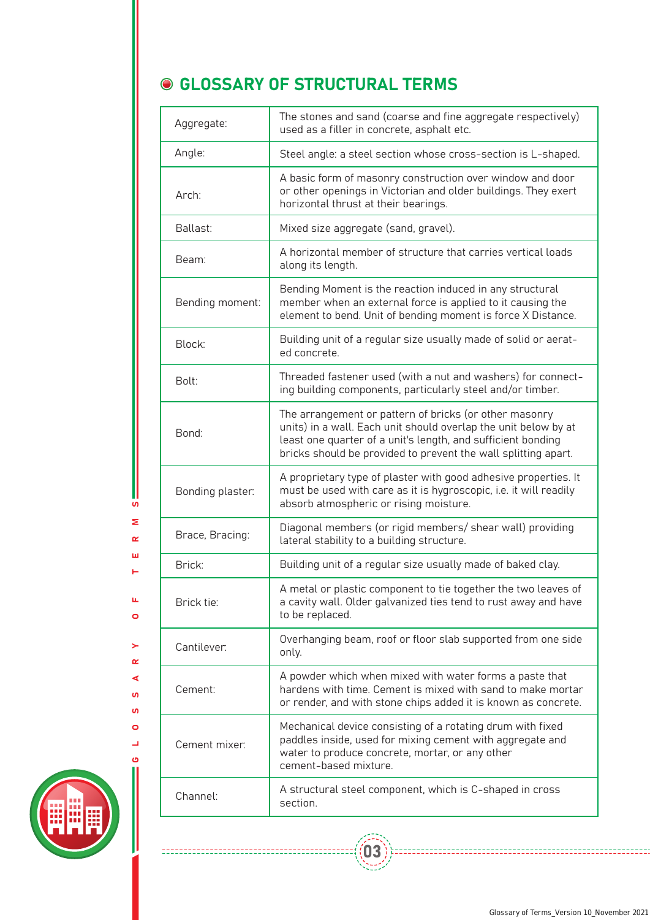## GLOSSARY OF STRUCTURAL TERMS

| | |
|---|---|
| Aggregate: | The stones and sand (coarse and fine aggregate respectively) used as a filler in concrete, asphalt etc. |
| Angle: | Steel angle: a steel section whose cross-section is L-shaped. |
| Arch: | A basic form of masonry construction over window and door or other openings in Victorian and older buildings. They exert horizontal thrust at their bearings. |
| Ballast: | Mixed size aggregate (sand, gravel). |
| Beam: | A horizontal member of structure that carries vertical loads along its length. |
| Bending moment: | Bending Moment is the reaction induced in any structural member when an external force is applied to it causing the element to bend. Unit of bending moment is force X Distance. |
| Block: | Building unit of a regular size usually made of solid or aerated concrete. |
| Bolt: | Threaded fastener used (with a nut and washers) for connecting building components, particularly steel and/or timber. |
| Bond: | The arrangement or pattern of bricks (or other masonry units) in a wall. Each unit should overlap the unit below by at least one quarter of a unit's length, and sufficient bonding bricks should be provided to prevent the wall splitting apart. |
| Bonding plaster: | A proprietary type of plaster with good adhesive properties. It must be used with care as it is hygroscopic, i.e. it will readily absorb atmospheric or rising moisture. |
| Brace, Bracing: | Diagonal members (or rigid members/ shear wall) providing lateral stability to a building structure. |
| Brick: | Building unit of a regular size usually made of baked clay. |
| Brick tie: | A metal or plastic component to tie together the two leaves of a cavity wall. Older galvanized ties tend to rust away and have to be replaced. |
| Cantilever: | Overhanging beam, roof or floor slab supported from one side only. |
| Cement: | A powder which when mixed with water forms a paste that hardens with time. Cement is mixed with sand to make mortar or render, and with stone chips added it is known as concrete. |
| Cement mixer: | Mechanical device consisting of a rotating drum with fixed paddles inside, used for mixing cement with aggregate and water to produce concrete, mortar, or any other cement-based mixture. |
| Channel: | A structural steel component, which is C-shaped in cross section. |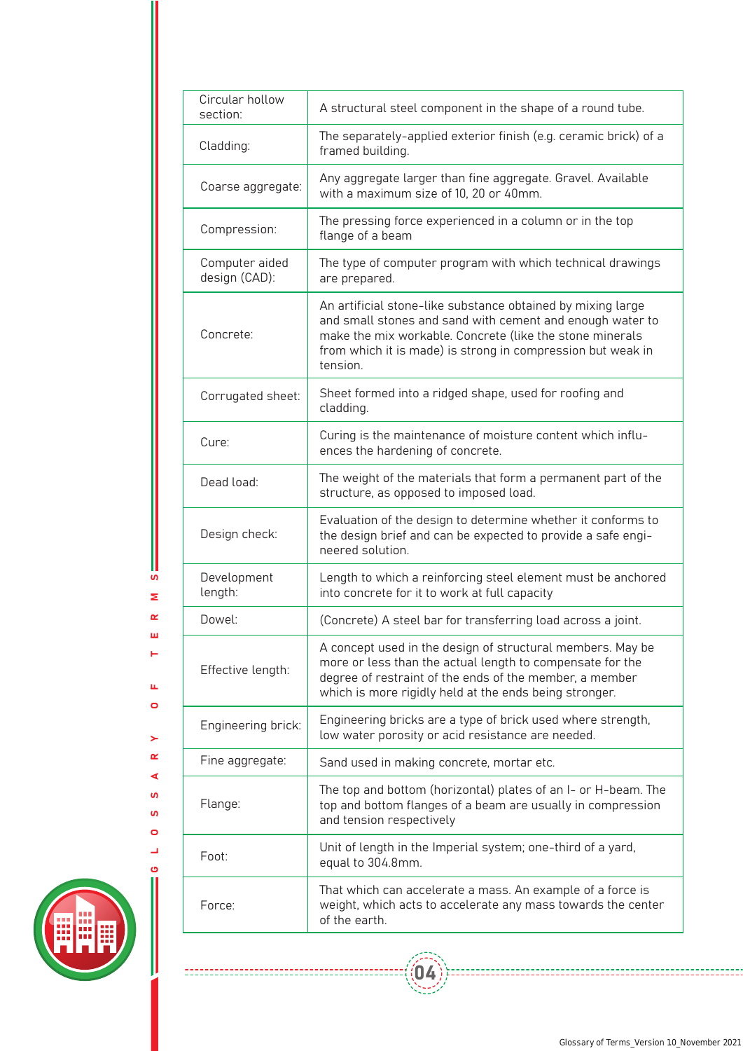| Term | Definition |
|---|---|
| Circular hollow section: | A structural steel component in the shape of a round tube. |
| Cladding: | The separately-applied exterior finish (e.g. ceramic brick) of a framed building. |
| Coarse aggregate: | Any aggregate larger than fine aggregate. Gravel. Available with a maximum size of 10, 20 or 40mm. |
| Compression: | The pressing force experienced in a column or in the top flange of a beam |
| Computer aided design (CAD): | The type of computer program with which technical drawings are prepared. |
| Concrete: | An artificial stone-like substance obtained by mixing large and small stones and sand with cement and enough water to make the mix workable. Concrete (like the stone minerals from which it is made) is strong in compression but weak in tension. |
| Corrugated sheet: | Sheet formed into a ridged shape, used for roofing and cladding. |
| Cure: | Curing is the maintenance of moisture content which influences the hardening of concrete. |
| Dead load: | The weight of the materials that form a permanent part of the structure, as opposed to imposed load. |
| Design check: | Evaluation of the design to determine whether it conforms to the design brief and can be expected to provide a safe engineered solution. |
| Development length: | Length to which a reinforcing steel element must be anchored into concrete for it to work at full capacity |
| Dowel: | (Concrete) A steel bar for transferring load across a joint. |
| Effective length: | A concept used in the design of structural members. May be more or less than the actual length to compensate for the degree of restraint of the ends of the member, a member which is more rigidly held at the ends being stronger. |
| Engineering brick: | Engineering bricks are a type of brick used where strength, low water porosity or acid resistance are needed. |
| Fine aggregate: | Sand used in making concrete, mortar etc. |
| Flange: | The top and bottom (horizontal) plates of an I- or H-beam. The top and bottom flanges of a beam are usually in compression and tension respectively |
| Foot: | Unit of length in the Imperial system; one-third of a yard, equal to 304.8mm. |
| Force: | That which can accelerate a mass. An example of a force is weight, which acts to accelerate any mass towards the center of the earth. |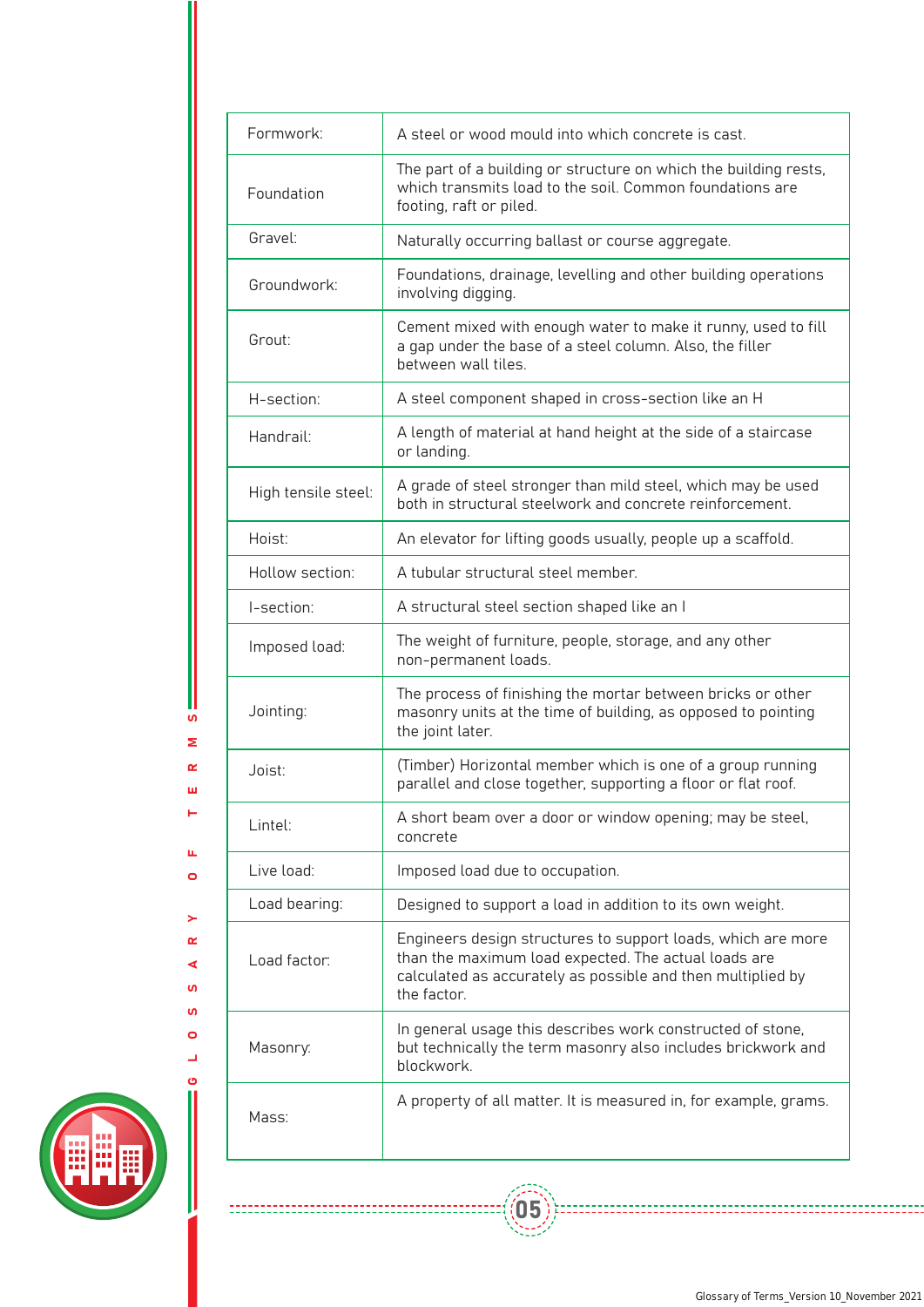| Term | Definition |
|---|---|
| Formwork: | A steel or wood mould into which concrete is cast. |
| Foundation | The part of a building or structure on which the building rests, which transmits load to the soil. Common foundations are footing, raft or piled. |
| Gravel: | Naturally occurring ballast or course aggregate. |
| Groundwork: | Foundations, drainage, levelling and other building operations involving digging. |
| Grout: | Cement mixed with enough water to make it runny, used to fill a gap under the base of a steel column. Also, the filler between wall tiles. |
| H-section: | A steel component shaped in cross-section like an H |
| Handrail: | A length of material at hand height at the side of a staircase or landing. |
| High tensile steel: | A grade of steel stronger than mild steel, which may be used both in structural steelwork and concrete reinforcement. |
| Hoist: | An elevator for lifting goods usually, people up a scaffold. |
| Hollow section: | A tubular structural steel member. |
| I-section: | A structural steel section shaped like an I |
| Imposed load: | The weight of furniture, people, storage, and any other non-permanent loads. |
| Jointing: | The process of finishing the mortar between bricks or other masonry units at the time of building, as opposed to pointing the joint later. |
| Joist: | (Timber) Horizontal member which is one of a group running parallel and close together, supporting a floor or flat roof. |
| Lintel: | A short beam over a door or window opening; may be steel, concrete |
| Live load: | Imposed load due to occupation. |
| Load bearing: | Designed to support a load in addition to its own weight. |
| Load factor: | Engineers design structures to support loads, which are more than the maximum load expected. The actual loads are calculated as accurately as possible and then multiplied by the factor. |
| Masonry: | In general usage this describes work constructed of stone, but technically the term masonry also includes brickwork and blockwork. |
| Mass: | A property of all matter. It is measured in, for example, grams. |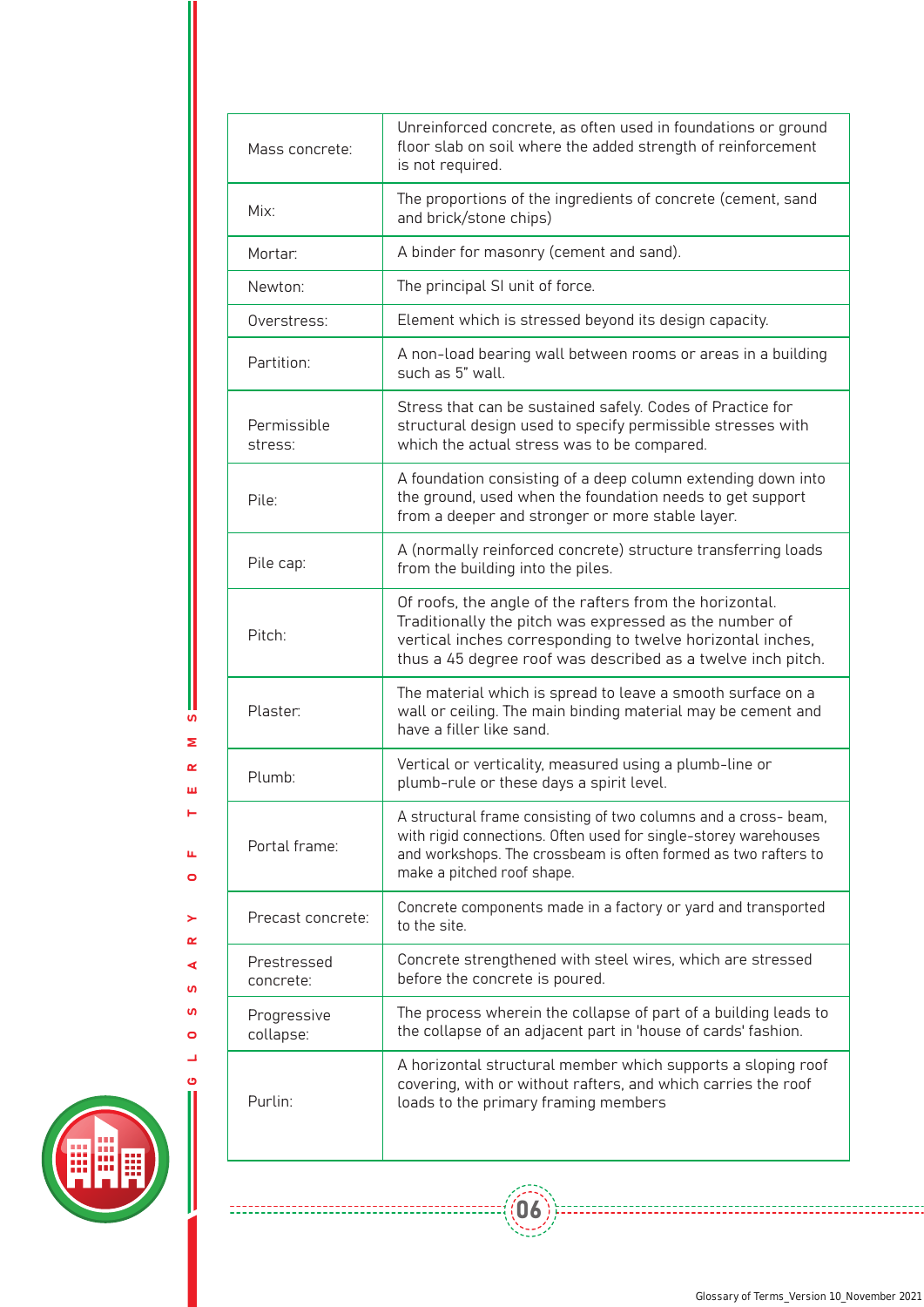| | |
|---|---|
| Mass concrete: | Unreinforced concrete, as often used in foundations or ground floor slab on soil where the added strength of reinforcement is not required. |
| Mix: | The proportions of the ingredients of concrete (cement, sand and brick/stone chips) |
| Mortar: | A binder for masonry (cement and sand). |
| Newton: | The principal SI unit of force. |
| Overstress: | Element which is stressed beyond its design capacity. |
| Partition: | A non-load bearing wall between rooms or areas in a building such as 5" wall. |
| Permissible stress: | Stress that can be sustained safely. Codes of Practice for structural design used to specify permissible stresses with which the actual stress was to be compared. |
| Pile: | A foundation consisting of a deep column extending down into the ground, used when the foundation needs to get support from a deeper and stronger or more stable layer. |
| Pile cap: | A (normally reinforced concrete) structure transferring loads from the building into the piles. |
| Pitch: | Of roofs, the angle of the rafters from the horizontal. Traditionally the pitch was expressed as the number of vertical inches corresponding to twelve horizontal inches, thus a 45 degree roof was described as a twelve inch pitch. |
| Plaster: | The material which is spread to leave a smooth surface on a wall or ceiling. The main binding material may be cement and have a filler like sand. |
| Plumb: | Vertical or verticality, measured using a plumb-line or plumb-rule or these days a spirit level. |
| Portal frame: | A structural frame consisting of two columns and a cross- beam, with rigid connections. Often used for single-storey warehouses and workshops. The crossbeam is often formed as two rafters to make a pitched roof shape. |
| Precast concrete: | Concrete components made in a factory or yard and transported to the site. |
| Prestressed concrete: | Concrete strengthened with steel wires, which are stressed before the concrete is poured. |
| Progressive collapse: | The process wherein the collapse of part of a building leads to the collapse of an adjacent part in 'house of cards' fashion. |
| Purlin: | A horizontal structural member which supports a sloping roof covering, with or without rafters, and which carries the roof loads to the primary framing members |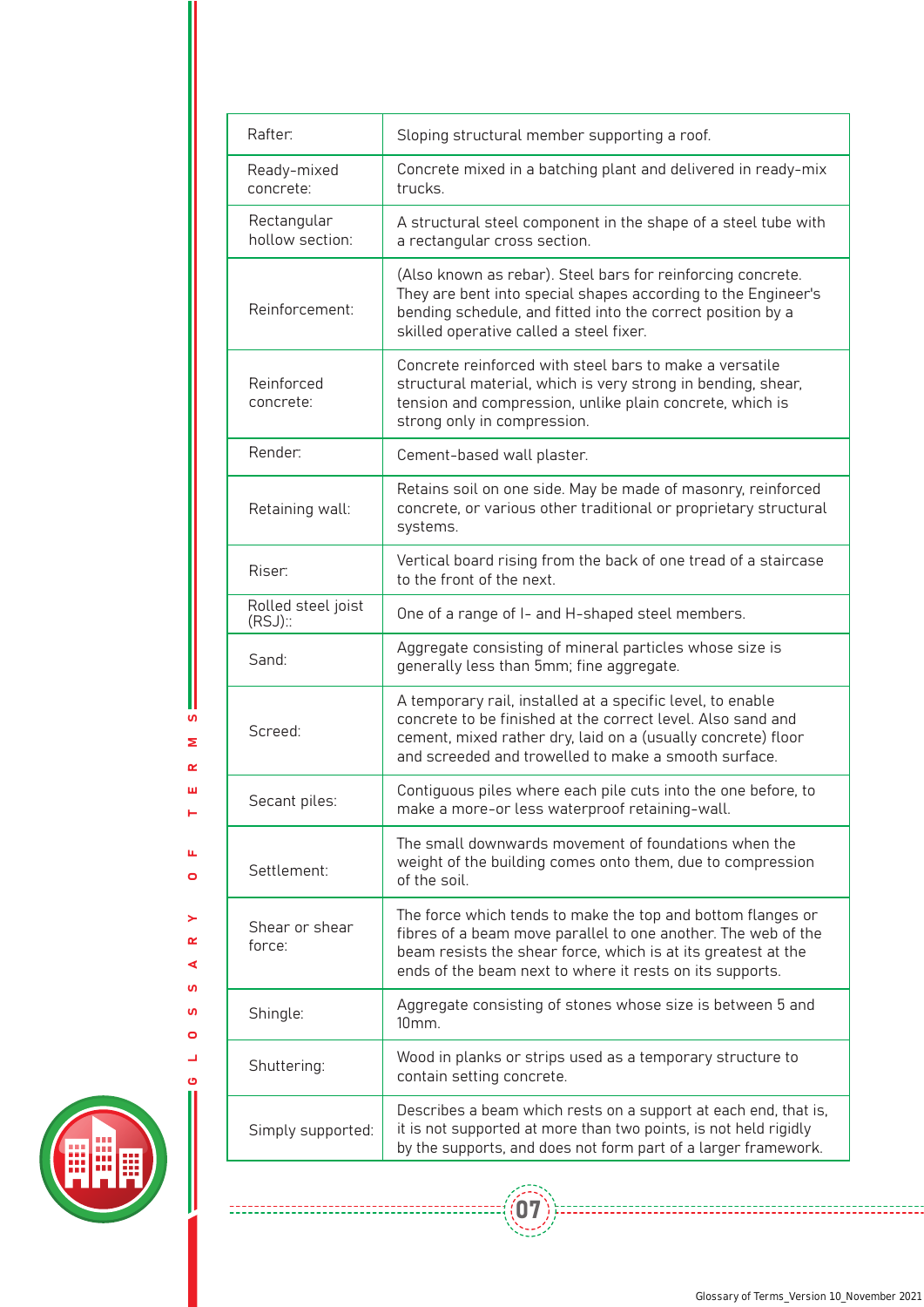| | |
|---|---|
| Rafter: | Sloping structural member supporting a roof. |
| Ready-mixed concrete: | Concrete mixed in a batching plant and delivered in ready-mix trucks. |
| Rectangular hollow section: | A structural steel component in the shape of a steel tube with a rectangular cross section. |
| Reinforcement: | (Also known as rebar). Steel bars for reinforcing concrete. They are bent into special shapes according to the Engineer's bending schedule, and fitted into the correct position by a skilled operative called a steel fixer. |
| Reinforced concrete: | Concrete reinforced with steel bars to make a versatile structural material, which is very strong in bending, shear, tension and compression, unlike plain concrete, which is strong only in compression. |
| Render: | Cement-based wall plaster. |
| Retaining wall: | Retains soil on one side. May be made of masonry, reinforced concrete, or various other traditional or proprietary structural systems. |
| Riser: | Vertical board rising from the back of one tread of a staircase to the front of the next. |
| Rolled steel joist (RSJ):: | One of a range of I- and H-shaped steel members. |
| Sand: | Aggregate consisting of mineral particles whose size is generally less than 5mm; fine aggregate. |
| Screed: | A temporary rail, installed at a specific level, to enable concrete to be finished at the correct level. Also sand and cement, mixed rather dry, laid on a (usually concrete) floor and screeded and trowelled to make a smooth surface. |
| Secant piles: | Contiguous piles where each pile cuts into the one before, to make a more-or less waterproof retaining-wall. |
| Settlement: | The small downwards movement of foundations when the weight of the building comes onto them, due to compression of the soil. |
| Shear or shear force: | The force which tends to make the top and bottom flanges or fibres of a beam move parallel to one another. The web of the beam resists the shear force, which is at its greatest at the ends of the beam next to where it rests on its supports. |
| Shingle: | Aggregate consisting of stones whose size is between 5 and 10mm. |
| Shuttering: | Wood in planks or strips used as a temporary structure to contain setting concrete. |
| Simply supported: | Describes a beam which rests on a support at each end, that is, it is not supported at more than two points, is not held rigidly by the supports, and does not form part of a larger framework. |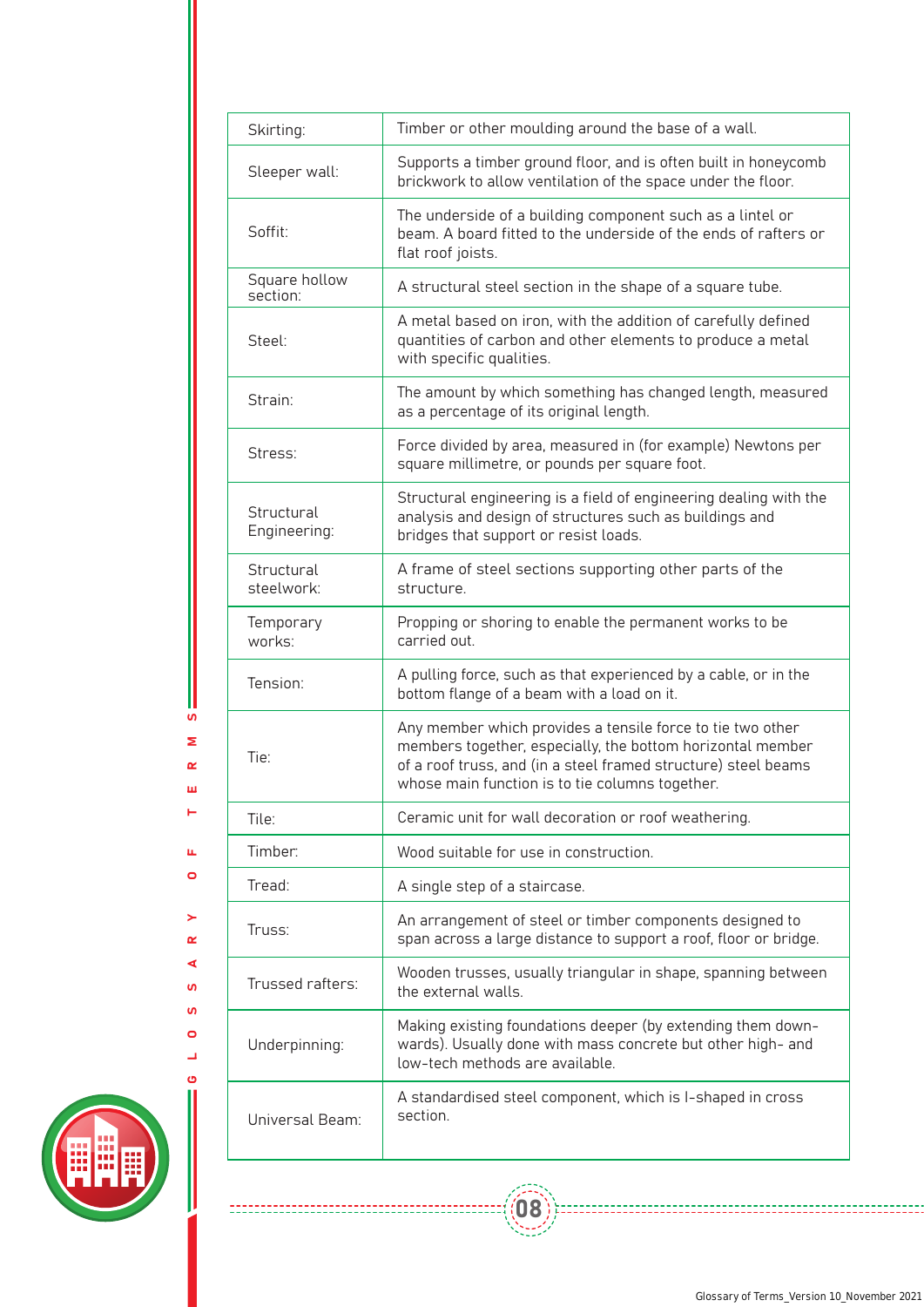| | |
|---|---|
| Skirting: | Timber or other moulding around the base of a wall. |
| Sleeper wall: | Supports a timber ground floor, and is often built in honeycomb brickwork to allow ventilation of the space under the floor. |
| Soffit: | The underside of a building component such as a lintel or beam. A board fitted to the underside of the ends of rafters or flat roof joists. |
| Square hollow section: | A structural steel section in the shape of a square tube. |
| Steel: | A metal based on iron, with the addition of carefully defined quantities of carbon and other elements to produce a metal with specific qualities. |
| Strain: | The amount by which something has changed length, measured as a percentage of its original length. |
| Stress: | Force divided by area, measured in (for example) Newtons per square millimetre, or pounds per square foot. |
| Structural Engineering: | Structural engineering is a field of engineering dealing with the analysis and design of structures such as buildings and bridges that support or resist loads. |
| Structural steelwork: | A frame of steel sections supporting other parts of the structure. |
| Temporary works: | Propping or shoring to enable the permanent works to be carried out. |
| Tension: | A pulling force, such as that experienced by a cable, or in the bottom flange of a beam with a load on it. |
| Tie: | Any member which provides a tensile force to tie two other members together, especially, the bottom horizontal member of a roof truss, and (in a steel framed structure) steel beams whose main function is to tie columns together. |
| Tile: | Ceramic unit for wall decoration or roof weathering. |
| Timber: | Wood suitable for use in construction. |
| Tread: | A single step of a staircase. |
| Truss: | An arrangement of steel or timber components designed to span across a large distance to support a roof, floor or bridge. |
| Trussed rafters: | Wooden trusses, usually triangular in shape, spanning between the external walls. |
| Underpinning: | Making existing foundations deeper (by extending them downwards). Usually done with mass concrete but other high- and low-tech methods are available. |
| Universal Beam: | A standardised steel component, which is I-shaped in cross section. |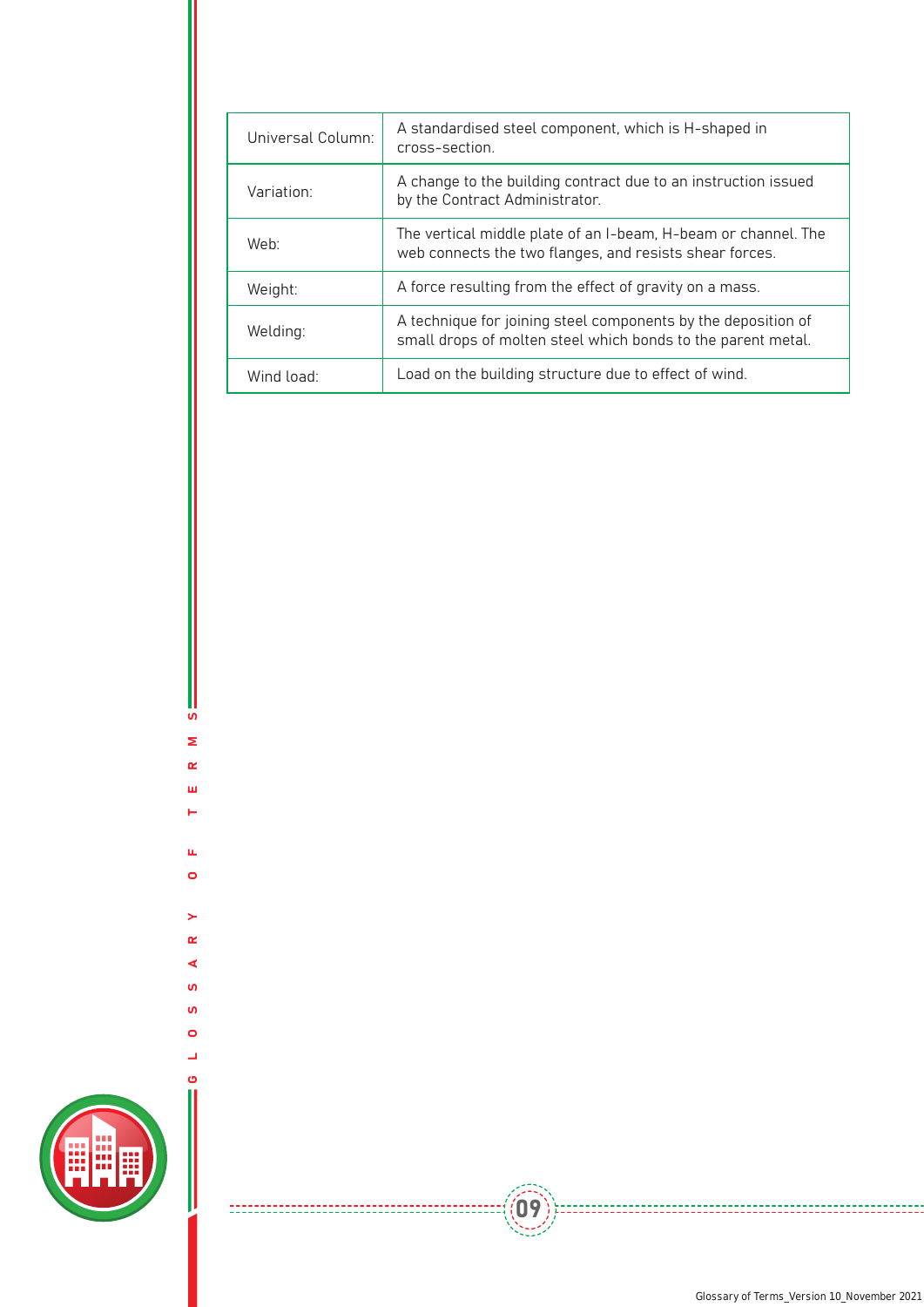| | |
|---|---|
| Universal Column: | A standardised steel component, which is H-shaped in cross-section. |
| Variation: | A change to the building contract due to an instruction issued by the Contract Administrator. |
| Web: | The vertical middle plate of an I-beam, H-beam or channel. The web connects the two flanges, and resists shear forces. |
| Weight: | A force resulting from the effect of gravity on a mass. |
| Welding: | A technique for joining steel components by the deposition of small drops of molten steel which bonds to the parent metal. |
| Wind load: | Load on the building structure due to effect of wind. |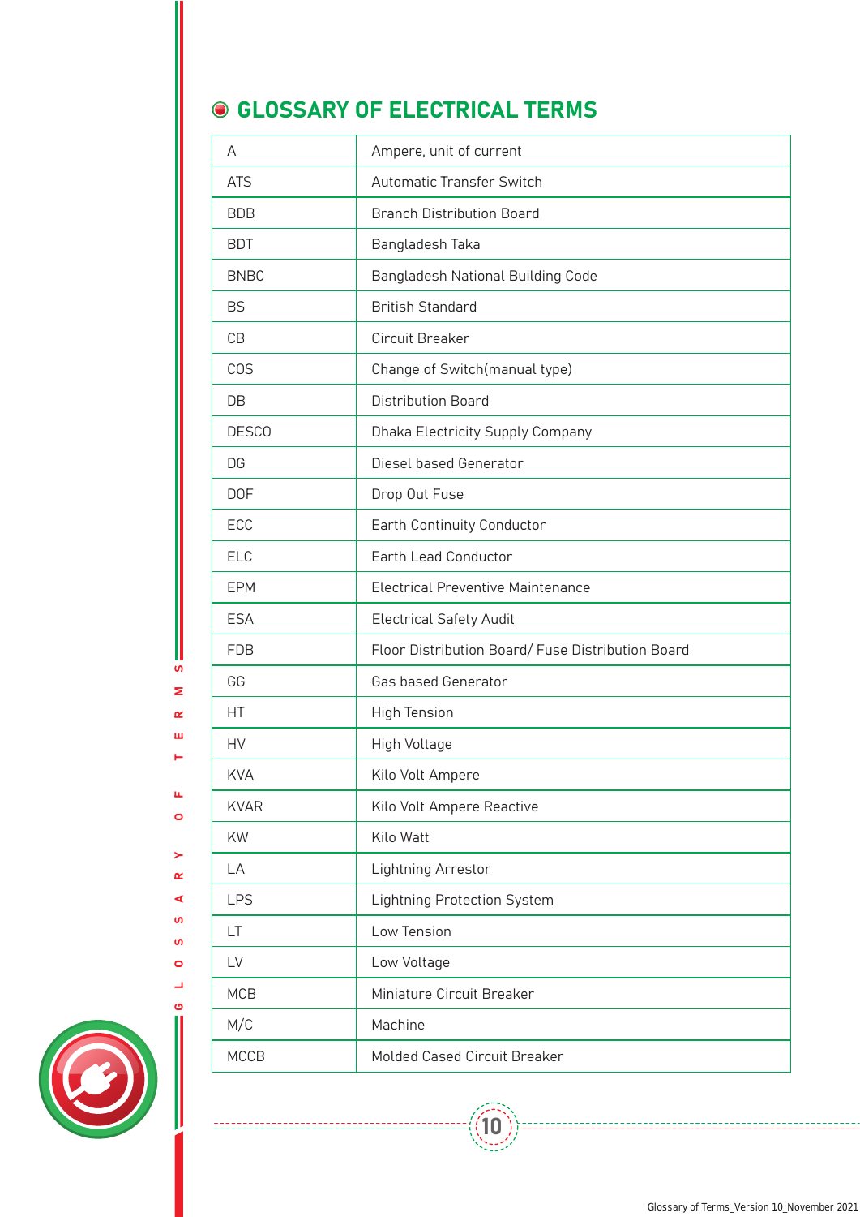# GLOSSARY OF ELECTRICAL TERMS

| | |
|---|---|
| A | Ampere, unit of current |
| ATS | Automatic Transfer Switch |
| BDB | Branch Distribution Board |
| BDT | Bangladesh Taka |
| BNBC | Bangladesh National Building Code |
| BS | British Standard |
| CB | Circuit Breaker |
| COS | Change of Switch(manual type) |
| DB | Distribution Board |
| DESCO | Dhaka Electricity Supply Company |
| DG | Diesel based Generator |
| DOF | Drop Out Fuse |
| ECC | Earth Continuity Conductor |
| ELC | Earth Lead Conductor |
| EPM | Electrical Preventive Maintenance |
| ESA | Electrical Safety Audit |
| FDB | Floor Distribution Board/ Fuse Distribution Board |
| GG | Gas based Generator |
| HT | High Tension |
| HV | High Voltage |
| KVA | Kilo Volt Ampere |
| KVAR | Kilo Volt Ampere Reactive |
| KW | Kilo Watt |
| LA | Lightning Arrestor |
| LPS | Lightning Protection System |
| LT | Low Tension |
| LV | Low Voltage |
| MCB | Miniature Circuit Breaker |
| M/C | Machine |
| MCCB | Molded Cased Circuit Breaker |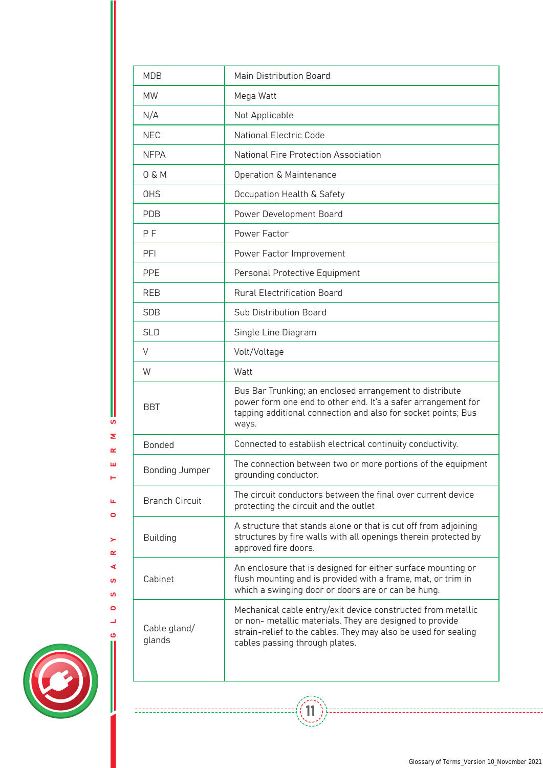| MDB | Main Distribution Board |
|---|---|
| MW | Mega Watt |
| N/A | Not Applicable |
| NEC | National Electric Code |
| NFPA | National Fire Protection Association |
| O & M | Operation & Maintenance |
| OHS | Occupation Health & Safety |
| PDB | Power Development Board |
| P F | Power Factor |
| PFI | Power Factor Improvement |
| PPE | Personal Protective Equipment |
| REB | Rural Electrification Board |
| SDB | Sub Distribution Board |
| SLD | Single Line Diagram |
| V | Volt/Voltage |
| W | Watt |
| BBT | Bus Bar Trunking; an enclosed arrangement to distribute power form one end to other end. It's a safer arrangement for tapping additional connection and also for socket points; Bus ways. |
| Bonded | Connected to establish electrical continuity conductivity. |
| Bonding Jumper | The connection between two or more portions of the equipment grounding conductor. |
| Branch Circuit | The circuit conductors between the final over current device protecting the circuit and the outlet |
| Building | A structure that stands alone or that is cut off from adjoining structures by fire walls with all openings therein protected by approved fire doors. |
| Cabinet | An enclosure that is designed for either surface mounting or flush mounting and is provided with a frame, mat, or trim in which a swinging door or doors are or can be hung. |
| Cable gland/ glands | Mechanical cable entry/exit device constructed from metallic or non- metallic materials. They are designed to provide strain-relief to the cables. They may also be used for sealing cables passing through plates. |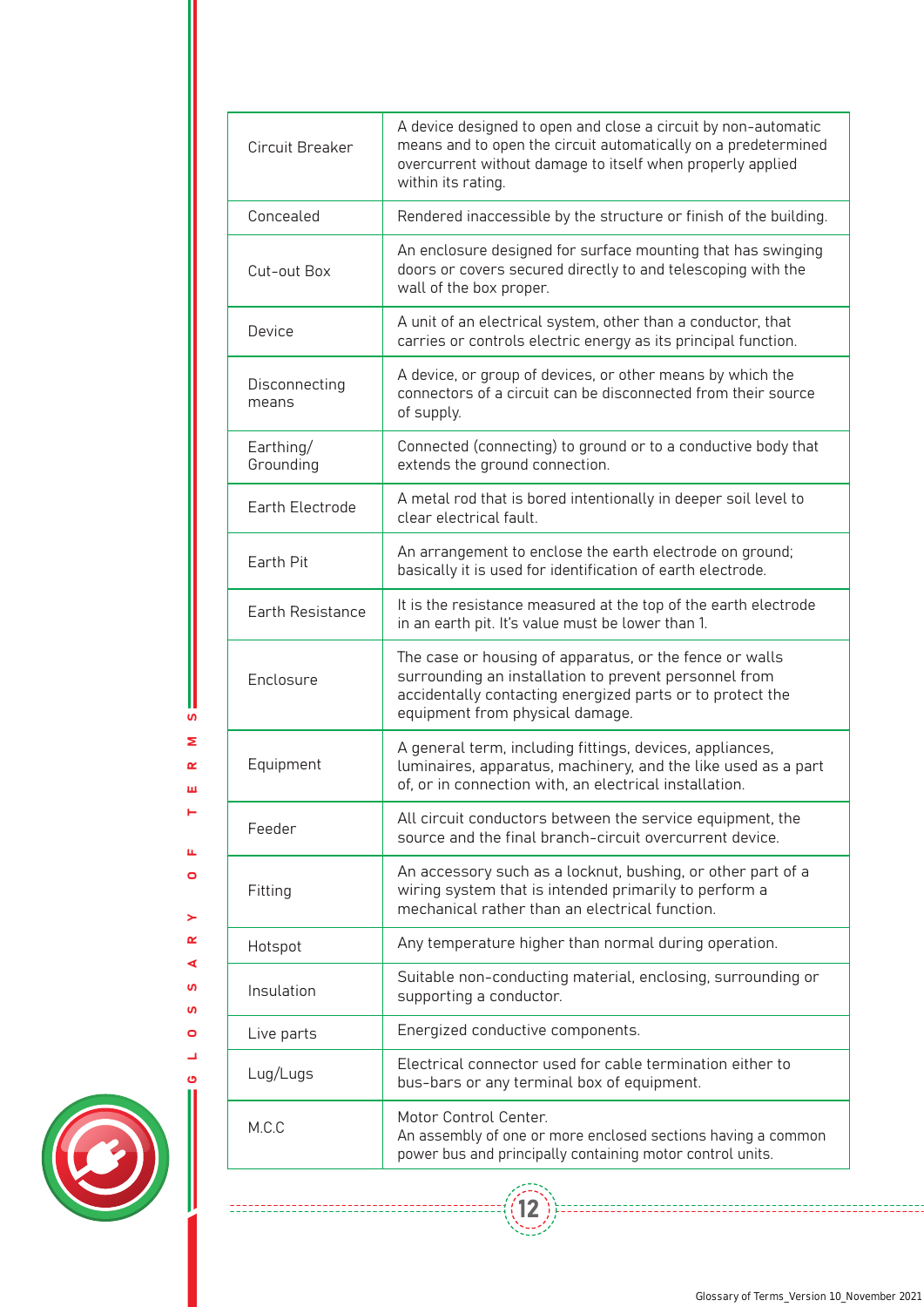| | |
|---|---|
| Circuit Breaker | A device designed to open and close a circuit by non-automatic means and to open the circuit automatically on a predetermined overcurrent without damage to itself when properly applied within its rating. |
| Concealed | Rendered inaccessible by the structure or finish of the building. |
| Cut-out Box | An enclosure designed for surface mounting that has swinging doors or covers secured directly to and telescoping with the wall of the box proper. |
| Device | A unit of an electrical system, other than a conductor, that carries or controls electric energy as its principal function. |
| Disconnecting means | A device, or group of devices, or other means by which the connectors of a circuit can be disconnected from their source of supply. |
| Earthing/ Grounding | Connected (connecting) to ground or to a conductive body that extends the ground connection. |
| Earth Electrode | A metal rod that is bored intentionally in deeper soil level to clear electrical fault. |
| Earth Pit | An arrangement to enclose the earth electrode on ground; basically it is used for identification of earth electrode. |
| Earth Resistance | It is the resistance measured at the top of the earth electrode in an earth pit. It's value must be lower than 1. |
| Enclosure | The case or housing of apparatus, or the fence or walls surrounding an installation to prevent personnel from accidentally contacting energized parts or to protect the equipment from physical damage. |
| Equipment | A general term, including fittings, devices, appliances, luminaires, apparatus, machinery, and the like used as a part of, or in connection with, an electrical installation. |
| Feeder | All circuit conductors between the service equipment, the source and the final branch-circuit overcurrent device. |
| Fitting | An accessory such as a locknut, bushing, or other part of a wiring system that is intended primarily to perform a mechanical rather than an electrical function. |
| Hotspot | Any temperature higher than normal during operation. |
| Insulation | Suitable non-conducting material, enclosing, surrounding or supporting a conductor. |
| Live parts | Energized conductive components. |
| Lug/Lugs | Electrical connector used for cable termination either to bus-bars or any terminal box of equipment. |
| M.C.C | Motor Control Center.<br>An assembly of one or more enclosed sections having a common power bus and principally containing motor control units. |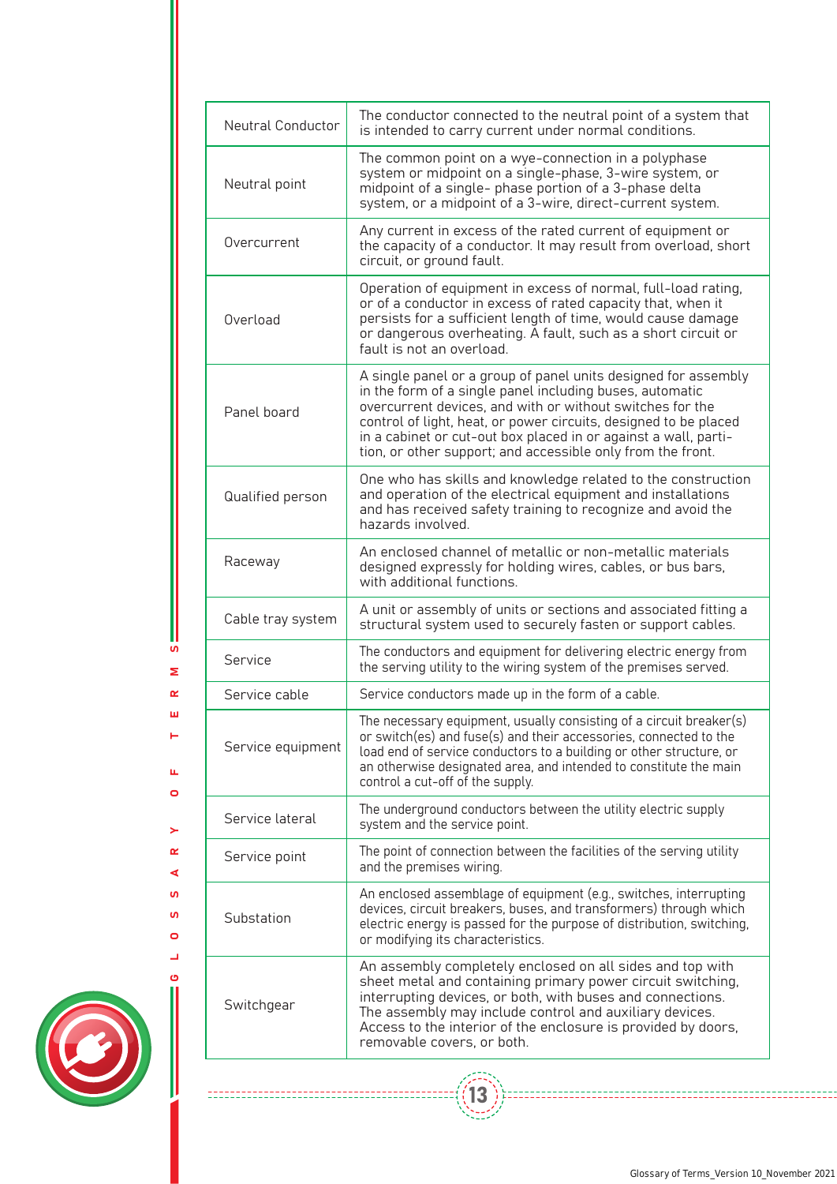| | |
|---|---|
| Neutral Conductor | The conductor connected to the neutral point of a system that is intended to carry current under normal conditions. |
| Neutral point | The common point on a wye-connection in a polyphase system or midpoint on a single-phase, 3-wire system, or midpoint of a single- phase portion of a 3-phase delta system, or a midpoint of a 3-wire, direct-current system. |
| Overcurrent | Any current in excess of the rated current of equipment or the capacity of a conductor. It may result from overload, short circuit, or ground fault. |
| Overload | Operation of equipment in excess of normal, full-load rating, or of a conductor in excess of rated capacity that, when it persists for a sufficient length of time, would cause damage or dangerous overheating. A fault, such as a short circuit or fault is not an overload. |
| Panel board | A single panel or a group of panel units designed for assembly in the form of a single panel including buses, automatic overcurrent devices, and with or without switches for the control of light, heat, or power circuits, designed to be placed in a cabinet or cut-out box placed in or against a wall, parti-tion, or other support; and accessible only from the front. |
| Qualified person | One who has skills and knowledge related to the construction and operation of the electrical equipment and installations and has received safety training to recognize and avoid the hazards involved. |
| Raceway | An enclosed channel of metallic or non-metallic materials designed expressly for holding wires, cables, or bus bars, with additional functions. |
| Cable tray system | A unit or assembly of units or sections and associated fitting a structural system used to securely fasten or support cables. |
| Service | The conductors and equipment for delivering electric energy from the serving utility to the wiring system of the premises served. |
| Service cable | Service conductors made up in the form of a cable. |
| Service equipment | The necessary equipment, usually consisting of a circuit breaker(s) or switch(es) and fuse(s) and their accessories, connected to the load end of service conductors to a building or other structure, or an otherwise designated area, and intended to constitute the main control a cut-off of the supply. |
| Service lateral | The underground conductors between the utility electric supply system and the service point. |
| Service point | The point of connection between the facilities of the serving utility and the premises wiring. |
| Substation | An enclosed assemblage of equipment (e.g., switches, interrupting devices, circuit breakers, buses, and transformers) through which electric energy is passed for the purpose of distribution, switching, or modifying its characteristics. |
| Switchgear | An assembly completely enclosed on all sides and top with sheet metal and containing primary power circuit switching, interrupting devices, or both, with buses and connections. The assembly may include control and auxiliary devices. Access to the interior of the enclosure is provided by doors, removable covers, or both. |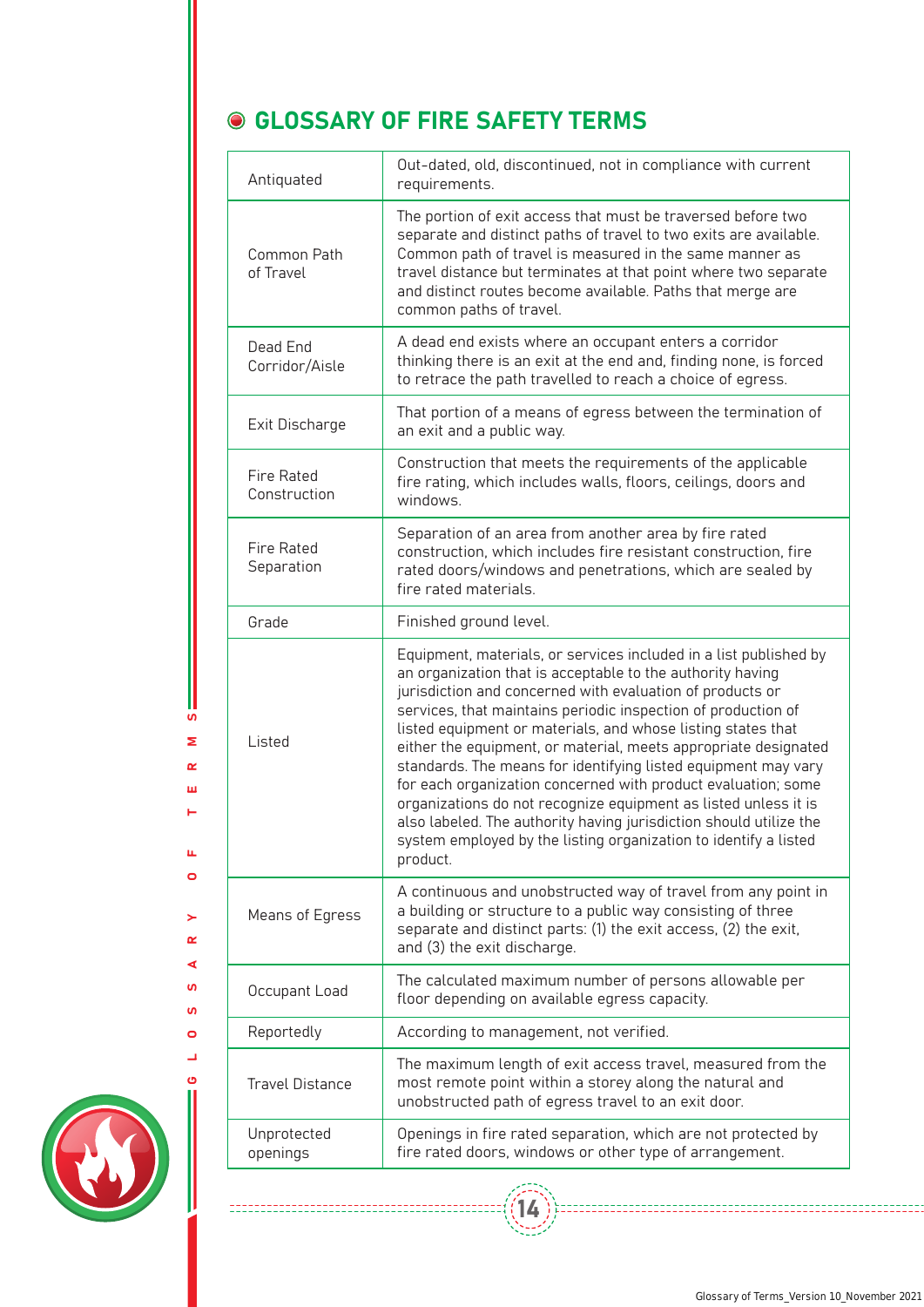## GLOSSARY OF FIRE SAFETY TERMS

| Term | Definition |
|---|---|
| Antiquated | Out-dated, old, discontinued, not in compliance with current requirements. |
| Common Path of Travel | The portion of exit access that must be traversed before two separate and distinct paths of travel to two exits are available. Common path of travel is measured in the same manner as travel distance but terminates at that point where two separate and distinct routes become available. Paths that merge are common paths of travel. |
| Dead End Corridor/Aisle | A dead end exists where an occupant enters a corridor thinking there is an exit at the end and, finding none, is forced to retrace the path travelled to reach a choice of egress. |
| Exit Discharge | That portion of a means of egress between the termination of an exit and a public way. |
| Fire Rated Construction | Construction that meets the requirements of the applicable fire rating, which includes walls, floors, ceilings, doors and windows. |
| Fire Rated Separation | Separation of an area from another area by fire rated construction, which includes fire resistant construction, fire rated doors/windows and penetrations, which are sealed by fire rated materials. |
| Grade | Finished ground level. |
| Listed | Equipment, materials, or services included in a list published by an organization that is acceptable to the authority having jurisdiction and concerned with evaluation of products or services, that maintains periodic inspection of production of listed equipment or materials, and whose listing states that either the equipment, or material, meets appropriate designated standards. The means for identifying listed equipment may vary for each organization concerned with product evaluation; some organizations do not recognize equipment as listed unless it is also labeled. The authority having jurisdiction should utilize the system employed by the listing organization to identify a listed product. |
| Means of Egress | A continuous and unobstructed way of travel from any point in a building or structure to a public way consisting of three separate and distinct parts: (1) the exit access, (2) the exit, and (3) the exit discharge. |
| Occupant Load | The calculated maximum number of persons allowable per floor depending on available egress capacity. |
| Reportedly | According to management, not verified. |
| Travel Distance | The maximum length of exit access travel, measured from the most remote point within a storey along the natural and unobstructed path of egress travel to an exit door. |
| Unprotected openings | Openings in fire rated separation, which are not protected by fire rated doors, windows or other type of arrangement. |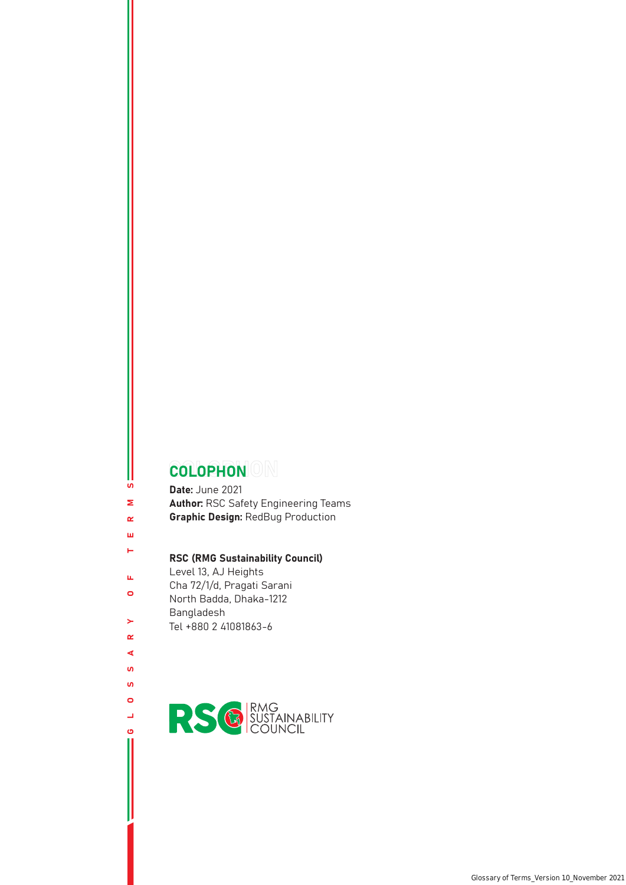## COLOPHON

**Date:** June 2021
**Author:** RSC Safety Engineering Teams
**Graphic Design:** RedBug Production

**RSC (RMG Sustainability Council)**
Level 13, AJ Heights
Cha 72/1/d, Pragati Sarani
North Badda, Dhaka-1212
Bangladesh
Tel +880 2 41081863-6

RSC RMG SUSTAINABILITY COUNCIL